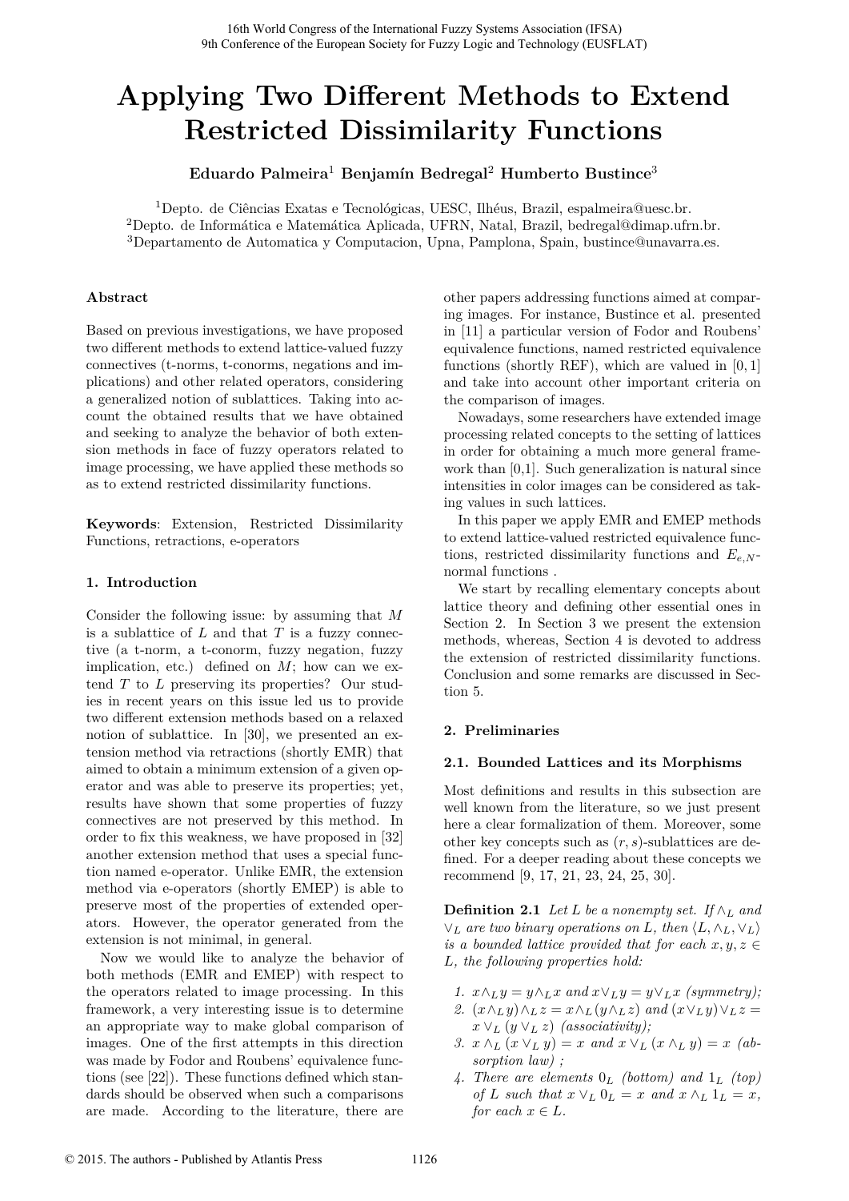# Applying Two Different Methods to Extend Restricted Dissimilarity Functions

**Eduardo Palmeira**[1] **Benjamín Bedregal**[2] **Humberto Bustince**[3]

[1]Depto. de Ciências Exatas e Tecnológicas, UESC, Ilhéus, Brazil, espalmeira@uesc.br.
[2]Depto. de Informática e Matemática Aplicada, UFRN, Natal, Brazil, bedregal@dimap.ufrn.br.
[3]Departamento de Automatica y Computacion, Upna, Pamplona, Spain, bustince@unavarra.es.

## Abstract

Based on previous investigations, we have proposed two different methods to extend lattice-valued fuzzy connectives (t-norms, t-conorms, negations and implications) and other related operators, considering a generalized notion of sublattices. Taking into account the obtained results that we have obtained and seeking to analyze the behavior of both extension methods in face of fuzzy operators related to image processing, we have applied these methods so as to extend restricted dissimilarity functions.

**Keywords**: Extension, Restricted Dissimilarity Functions, retractions, e-operators

## 1. Introduction

Consider the following issue: by assuming that $M$ is a sublattice of $L$ and that $T$ is a fuzzy connective (a t-norm, a t-conorm, fuzzy negation, fuzzy implication, etc.) defined on $M$; how can we extend $T$ to $L$ preserving its properties? Our studies in recent years on this issue led us to provide two different extension methods based on a relaxed notion of sublattice. In [30], we presented an extension method via retractions (shortly EMR) that aimed to obtain a minimum extension of a given operator and was able to preserve its properties; yet, results have shown that some properties of fuzzy connectives are not preserved by this method. In order to fix this weakness, we have proposed in [32] another extension method that uses a special function named e-operator. Unlike EMR, the extension method via e-operators (shortly EMEP) is able to preserve most of the properties of extended operators. However, the operator generated from the extension is not minimal, in general.

Now we would like to analyze the behavior of both methods (EMR and EMEP) with respect to the operators related to image processing. In this framework, a very interesting issue is to determine an appropriate way to make global comparison of images. One of the first attempts in this direction was made by Fodor and Roubens' equivalence functions (see [22]). These functions defined which standards should be observed when such a comparisons are made. According to the literature, there are other papers addressing functions aimed at comparing images. For instance, Bustince et al. presented in [11] a particular version of Fodor and Roubens' equivalence functions, named restricted equivalence functions (shortly REF), which are valued in $[0,1]$ and take into account other important criteria on the comparison of images.

Nowadays, some researchers have extended image processing related concepts to the setting of lattices in order for obtaining a much more general framework than [0,1]. Such generalization is natural since intensities in color images can be considered as taking values in such lattices.

In this paper we apply EMR and EMEP methods to extend lattice-valued restricted equivalence functions, restricted dissimilarity functions and $E_{e,N}$-normal functions .

We start by recalling elementary concepts about lattice theory and defining other essential ones in Section 2. In Section 3 we present the extension methods, whereas, Section 4 is devoted to address the extension of restricted dissimilarity functions. Conclusion and some remarks are discussed in Section 5.

## 2. Preliminaries

### 2.1. Bounded Lattices and its Morphisms

Most definitions and results in this subsection are well known from the literature, so we just present here a clear formalization of them. Moreover, some other key concepts such as $(r,s)$-sublattices are defined. For a deeper reading about these concepts we recommend [9, 17, 21, 23, 24, 25, 30].

**Definition 2.1** *Let $L$ be a nonempty set. If $\wedge_L$ and $\vee_L$ are two binary operations on $L$, then $\langle L, \wedge_L, \vee_L\rangle$ is a bounded lattice provided that for each $x, y, z \in L$, the following properties hold:*

1. *$x \wedge_L y = y \wedge_L x$ and $x \vee_L y = y \vee_L x$ (symmetry);*
2. *$(x \wedge_L y) \wedge_L z = x \wedge_L (y \wedge_L z)$ and $(x \vee_L y) \vee_L z = x \vee_L (y \vee_L z)$ (associativity);*
3. *$x \wedge_L (x \vee_L y) = x$ and $x \vee_L (x \wedge_L y) = x$ (absorption law) ;*
4. *There are elements $0_L$ (bottom) and $1_L$ (top) of $L$ such that $x \vee_L 0_L = x$ and $x \wedge_L 1_L = x$, for each $x \in L$.*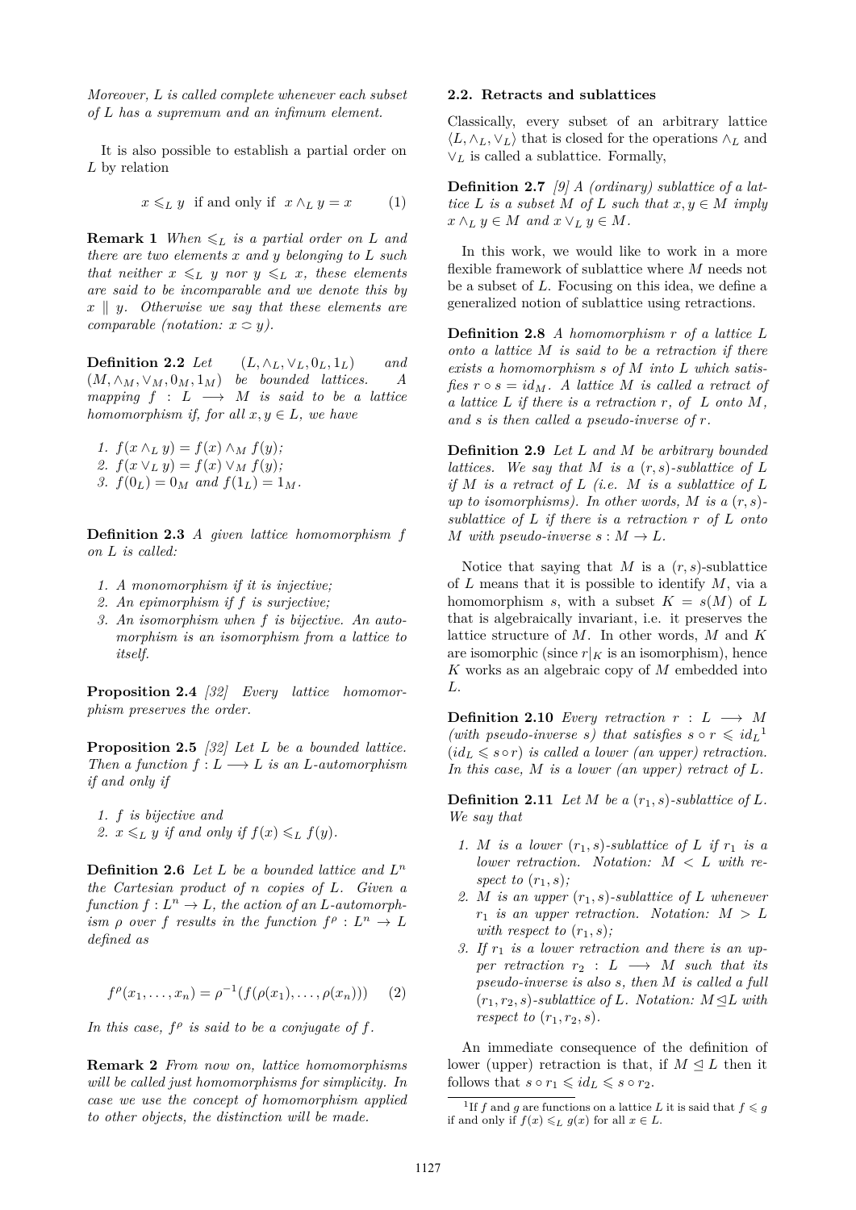*Moreover, L is called complete whenever each subset of L has a supremum and an infimum element.*

It is also possible to establish a partial order on $L$ by relation

$$x \leqslant_L y \text{ if and only if } x \wedge_L y = x \quad (1)$$

**Remark 1** *When $\leqslant_L$ is a partial order on $L$ and there are two elements $x$ and $y$ belonging to $L$ such that neither $x \leqslant_L y$ nor $y \leqslant_L x$, these elements are said to be incomparable and we denote this by $x \parallel y$. Otherwise we say that these elements are comparable (notation: $x \supset y$).*

**Definition 2.2** *Let $(L, \wedge_L, \vee_L, 0_L, 1_L)$ and $(M, \wedge_M, \vee_M, 0_M, 1_M)$ be bounded lattices. A mapping $f : L \longrightarrow M$ is said to be a lattice homomorphism if, for all $x, y \in L$, we have*

1. *$f(x \wedge_L y) = f(x) \wedge_M f(y)$;*
2. *$f(x \vee_L y) = f(x) \vee_M f(y)$;*
3. *$f(0_L) = 0_M$ and $f(1_L) = 1_M$.*

**Definition 2.3** *A given lattice homomorphism $f$ on $L$ is called:*

1. *A monomorphism if it is injective;*
2. *An epimorphism if $f$ is surjective;*
3. *An isomorphism when $f$ is bijective. An automorphism is an isomorphism from a lattice to itself.*

**Proposition 2.4** *[32] Every lattice homomorphism preserves the order.*

**Proposition 2.5** *[32] Let $L$ be a bounded lattice. Then a function $f : L \longrightarrow L$ is an $L$-automorphism if and only if*

1. *$f$ is bijective and*
2. *$x \leqslant_L y$ if and only if $f(x) \leqslant_L f(y)$.*

**Definition 2.6** *Let $L$ be a bounded lattice and $L^n$ the Cartesian product of $n$ copies of $L$. Given a function $f : L^n \to L$, the action of an $L$-automorphism $\rho$ over $f$ results in the function $f^\rho : L^n \to L$ defined as*

$$f^\rho(x_1, \ldots, x_n) = \rho^{-1}(f(\rho(x_1), \ldots, \rho(x_n))) \quad (2)$$

*In this case, $f^\rho$ is said to be a conjugate of $f$.*

**Remark 2** *From now on, lattice homomorphisms will be called just homomorphisms for simplicity. In case we use the concept of homomorphism applied to other objects, the distinction will be made.*

### 2.2. Retracts and sublattices

Classically, every subset of an arbitrary lattice $\langle L, \wedge_L, \vee_L \rangle$ that is closed for the operations $\wedge_L$ and $\vee_L$ is called a sublattice. Formally,

**Definition 2.7** *[9] A (ordinary) sublattice of a lattice $L$ is a subset $M$ of $L$ such that $x, y \in M$ imply $x \wedge_L y \in M$ and $x \vee_L y \in M$.*

In this work, we would like to work in a more flexible framework of sublattice where $M$ needs not be a subset of $L$. Focusing on this idea, we define a generalized notion of sublattice using retractions.

**Definition 2.8** *A homomorphism $r$ of a lattice $L$ onto a lattice $M$ is said to be a retraction if there exists a homomorphism $s$ of $M$ into $L$ which satisfies $r \circ s = id_M$. A lattice $M$ is called a retract of a lattice $L$ if there is a retraction $r$, of $L$ onto $M$, and $s$ is then called a pseudo-inverse of $r$.*

**Definition 2.9** *Let $L$ and $M$ be arbitrary bounded lattices. We say that $M$ is a $(r, s)$-sublattice of $L$ if $M$ is a retract of $L$ (i.e. $M$ is a sublattice of $L$ up to isomorphisms). In other words, $M$ is a $(r, s)$-sublattice of $L$ if there is a retraction $r$ of $L$ onto $M$ with pseudo-inverse $s : M \to L$.*

Notice that saying that $M$ is a $(r, s)$-sublattice of $L$ means that it is possible to identify $M$, via a homomorphism $s$, with a subset $K = s(M)$ of $L$ that is algebraically invariant, i.e. it preserves the lattice structure of $M$. In other words, $M$ and $K$ are isomorphic (since $r|_K$ is an isomorphism), hence $K$ works as an algebraic copy of $M$ embedded into $L$.

**Definition 2.10** *Every retraction $r : L \longrightarrow M$ (with pseudo-inverse $s$) that satisfies $s \circ r \leqslant id_L$[1] ($id_L \leqslant s \circ r$) is called a lower (an upper) retraction. In this case, $M$ is a lower (an upper) retract of $L$.*

**Definition 2.11** *Let $M$ be a $(r_1, s)$-sublattice of $L$. We say that*

1. *$M$ is a lower $(r_1, s)$-sublattice of $L$ if $r_1$ is a lower retraction. Notation: $M < L$ with respect to $(r_1, s)$;*
2. *$M$ is an upper $(r_1, s)$-sublattice of $L$ whenever $r_1$ is an upper retraction. Notation: $M > L$ with respect to $(r_1, s)$;*
3. *If $r_1$ is a lower retraction and there is an upper retraction $r_2 : L \longrightarrow M$ such that its pseudo-inverse is also $s$, then $M$ is called a full $(r_1, r_2, s)$-sublattice of $L$. Notation: $M \trianglelefteq L$ with respect to $(r_1, r_2, s)$.*

An immediate consequence of the definition of lower (upper) retraction is that, if $M \trianglelefteq L$ then it follows that $s \circ r_1 \leqslant id_L \leqslant s \circ r_2$.

[1] If $f$ and $g$ are functions on a lattice $L$ it is said that $f \leqslant g$ if and only if $f(x) \leqslant_L g(x)$ for all $x \in L$.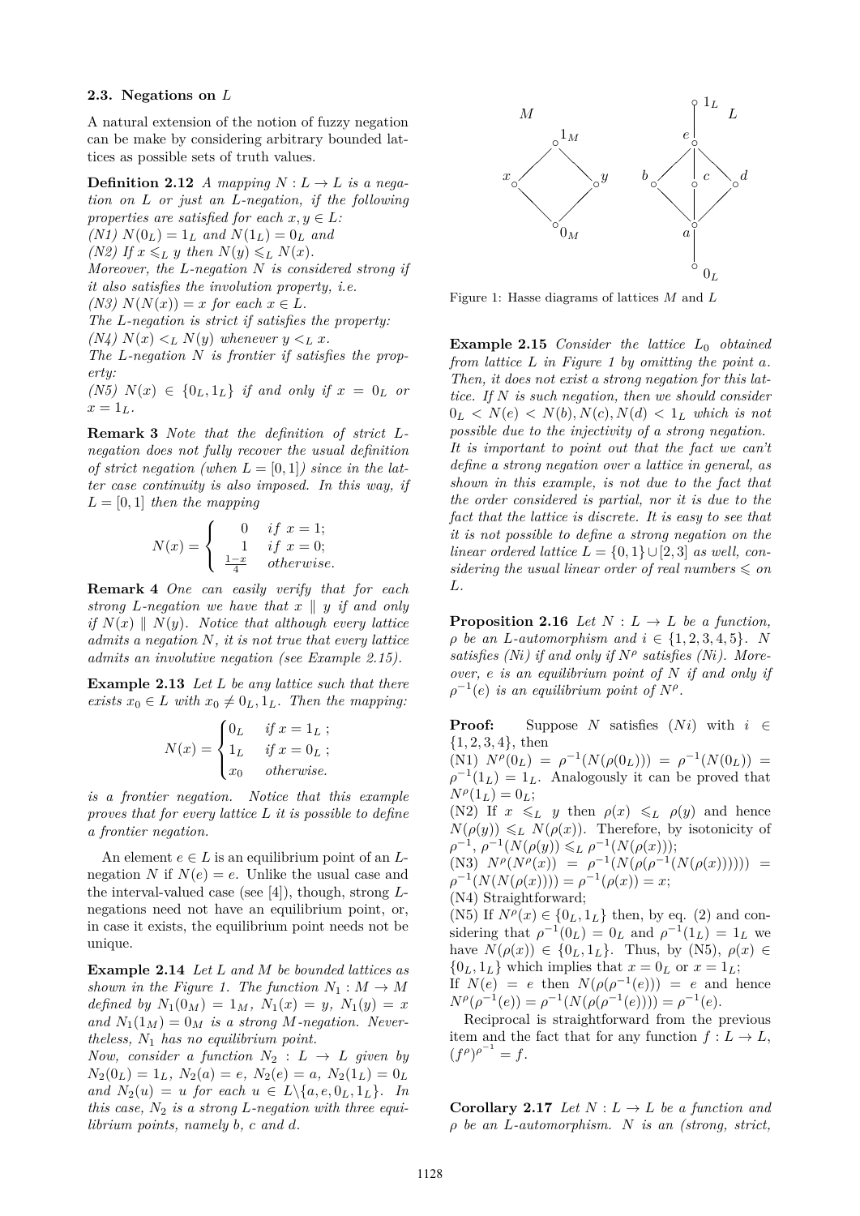### 2.3. Negations on $L$

A natural extension of the notion of fuzzy negation can be make by considering arbitrary bounded lattices as possible sets of truth values.

**Definition 2.12** *A mapping $N : L \to L$ is a negation on $L$ or just an $L$-negation, if the following properties are satisfied for each $x, y \in L$:*
*(N1) $N(0_L) = 1_L$ and $N(1_L) = 0_L$ and*
*(N2) If $x \leqslant_L y$ then $N(y) \leqslant_L N(x)$.*
*Moreover, the $L$-negation $N$ is considered strong if it also satisfies the involution property, i.e.*
*(N3) $N(N(x)) = x$ for each $x \in L$.*
*The $L$-negation is strict if satisfies the property:*
*(N4) $N(x) <_L N(y)$ whenever $y <_L x$.*
*The $L$-negation $N$ is frontier if satisfies the property:*
*(N5) $N(x) \in \{0_L, 1_L\}$ if and only if $x = 0_L$ or $x = 1_L$.*

**Remark 3** *Note that the definition of strict $L$-negation does not fully recover the usual definition of strict negation (when $L = [0,1]$) since in the latter case continuity is also imposed. In this way, if $L = [0,1]$ then the mapping*

$$N(x) = \begin{cases} 0 & if\ x = 1; \\ 1 & if\ x = 0; \\ \frac{1-x}{4} & otherwise. \end{cases}$$

**Remark 4** *One can easily verify that for each strong $L$-negation we have that $x \parallel y$ if and only if $N(x) \parallel N(y)$. Notice that although every lattice admits a negation $N$, it is not true that every lattice admits an involutive negation (see Example 2.15).*

**Example 2.13** *Let $L$ be any lattice such that there exists $x_0 \in L$ with $x_0 \neq 0_L, 1_L$. Then the mapping:*

$$N(x) = \begin{cases} 0_L & if\ x = 1_L\ ; \\ 1_L & if\ x = 0_L\ ; \\ x_0 & otherwise. \end{cases}$$

*is a frontier negation. Notice that this example proves that for every lattice $L$ it is possible to define a frontier negation.*

An element $e \in L$ is an equilibrium point of an $L$-negation $N$ if $N(e) = e$. Unlike the usual case and the interval-valued case (see [4]), though, strong $L$-negations need not have an equilibrium point, or, in case it exists, the equilibrium point needs not be unique.

**Example 2.14** *Let $L$ and $M$ be bounded lattices as shown in the Figure 1. The function $N_1 : M \to M$ defined by $N_1(0_M) = 1_M$, $N_1(x) = y$, $N_1(y) = x$ and $N_1(1_M) = 0_M$ is a strong $M$-negation. Nevertheless, $N_1$ has no equilibrium point.*
*Now, consider a function $N_2 : L \to L$ given by $N_2(0_L) = 1_L$, $N_2(a) = e$, $N_2(e) = a$, $N_2(1_L) = 0_L$ and $N_2(u) = u$ for each $u \in L \backslash \{a, e, 0_L, 1_L\}$. In this case, $N_2$ is a strong $L$-negation with three equilibrium points, namely $b$, $c$ and $d$.*

Figure 1: Hasse diagrams of lattices $M$ and $L$

**Example 2.15** *Consider the lattice $L_0$ obtained from lattice $L$ in Figure 1 by omitting the point $a$. Then, it does not exist a strong negation for this lattice. If $N$ is such negation, then we should consider $0_L < N(e) < N(b), N(c), N(d) < 1_L$ which is not possible due to the injectivity of a strong negation.*
*It is important to point out that the fact we can't define a strong negation over a lattice in general, as shown in this example, is not due to the fact that the order considered is partial, nor it is due to the fact that the lattice is discrete. It is easy to see that it is not possible to define a strong negation on the linear ordered lattice $L = \{0,1\} \cup [2,3]$ as well, considering the usual linear order of real numbers $\leqslant$ on $L$.*

**Proposition 2.16** *Let $N : L \to L$ be a function, $\rho$ be an $L$-automorphism and $i \in \{1,2,3,4,5\}$. $N$ satisfies (Ni) if and only if $N^\rho$ satisfies (Ni). Moreover, $e$ is an equilibrium point of $N$ if and only if $\rho^{-1}(e)$ is an equilibrium point of $N^\rho$.*

**Proof:** Suppose $N$ satisfies $(Ni)$ with $i \in \{1,2,3,4\}$, then
(N1) $N^\rho(0_L) = \rho^{-1}(N(\rho(0_L))) = \rho^{-1}(N(0_L)) = \rho^{-1}(1_L) = 1_L$. Analogously it can be proved that $N^\rho(1_L) = 0_L$;
(N2) If $x \leqslant_L y$ then $\rho(x) \leqslant_L \rho(y)$ and hence $N(\rho(y)) \leqslant_L N(\rho(x))$. Therefore, by isotonicity of $\rho^{-1}$, $\rho^{-1}(N(\rho(y)) \leqslant_L \rho^{-1}(N(\rho(x)))$;
(N3) $N^\rho(N^\rho(x)) = \rho^{-1}(N(\rho(\rho^{-1}(N(\rho(x)))))) = \rho^{-1}(N(N(\rho(x)))) = \rho^{-1}(\rho(x)) = x$;
(N4) Straightforward;
(N5) If $N^\rho(x) \in \{0_L, 1_L\}$ then, by eq. (2) and considering that $\rho^{-1}(0_L) = 0_L$ and $\rho^{-1}(1_L) = 1_L$ we have $N(\rho(x)) \in \{0_L, 1_L\}$. Thus, by (N5), $\rho(x) \in \{0_L, 1_L\}$ which implies that $x = 0_L$ or $x = 1_L$;
If $N(e) = e$ then $N(\rho(\rho^{-1}(e))) = e$ and hence $N^\rho(\rho^{-1}(e)) = \rho^{-1}(N(\rho(\rho^{-1}(e)))) = \rho^{-1}(e)$.

Reciprocal is straightforward from the previous item and the fact that for any function $f : L \to L$, $(f^\rho)^{\rho^{-1}} = f$.

**Corollary 2.17** *Let $N : L \to L$ be a function and $\rho$ be an $L$-automorphism. $N$ is an (strong, strict,*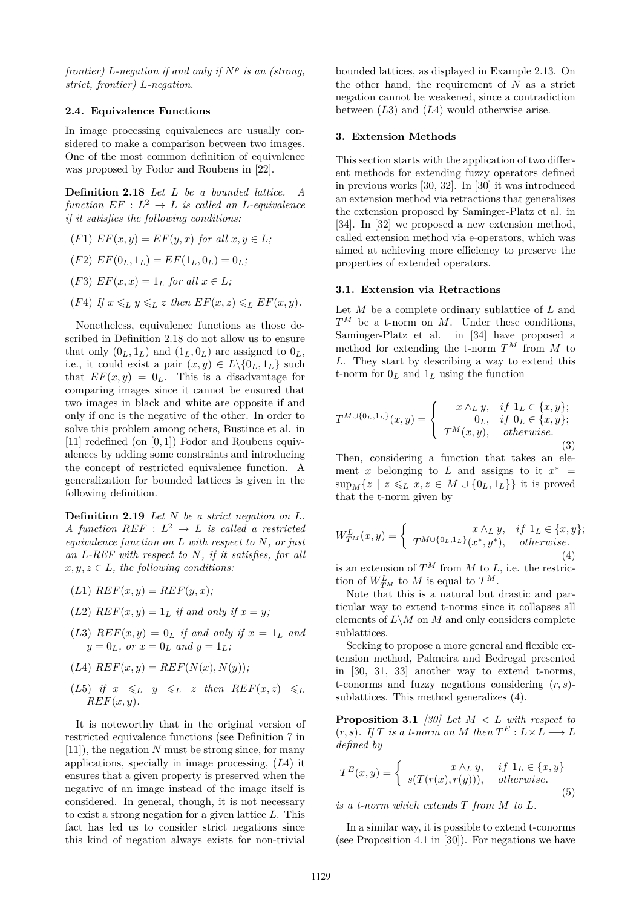*frontier) L-negation if and only if $N^\rho$ is an (strong, strict, frontier) L-negation.*

### 2.4. Equivalence Functions

In image processing equivalences are usually considered to make a comparison between two images. One of the most common definition of equivalence was proposed by Fodor and Roubens in [22].

**Definition 2.18** *Let $L$ be a bounded lattice. A function $EF : L^2 \to L$ is called an L-equivalence if it satisfies the following conditions:*

- $(F1)$ $EF(x, y) = EF(y, x)$ *for all* $x, y \in L$;
- $(F2)$ $EF(0_L, 1_L) = EF(1_L, 0_L) = 0_L$;
- $(F3)$ $EF(x, x) = 1_L$ *for all* $x \in L$;
- $(F4)$ *If* $x \leqslant_L y \leqslant_L z$ *then* $EF(x, z) \leqslant_L EF(x, y)$.

Nonetheless, equivalence functions as those described in Definition 2.18 do not allow us to ensure that only $(0_L, 1_L)$ and $(1_L, 0_L)$ are assigned to $0_L$, i.e., it could exist a pair $(x, y) \in L\backslash\{0_L, 1_L\}$ such that $EF(x, y) = 0_L$. This is a disadvantage for comparing images since it cannot be ensured that two images in black and white are opposite if and only if one is the negative of the other. In order to solve this problem among others, Bustince et al. in [11] redefined (on $[0, 1]$) Fodor and Roubens equivalences by adding some constraints and introducing the concept of restricted equivalence function. A generalization for bounded lattices is given in the following definition.

**Definition 2.19** *Let $N$ be a strict negation on $L$. A function $REF : L^2 \to L$ is called a restricted equivalence function on $L$ with respect to $N$, or just an L-REF with respect to $N$, if it satisfies, for all $x, y, z \in L$, the following conditions:*

- $(L1)$ $REF(x, y) = REF(y, x)$;
- $(L2)$ $REF(x, y) = 1_L$ *if and only if* $x = y$;
- $(L3)$ $REF(x, y) = 0_L$ *if and only if* $x = 1_L$ *and* $y = 0_L$*, or* $x = 0_L$ *and* $y = 1_L$;
- $(L4)$ $REF(x, y) = REF(N(x), N(y))$;
- $(L5)$ *if* $x \leqslant_L y \leqslant_L z$ *then* $REF(x, z) \leqslant_L REF(x, y)$.

It is noteworthy that in the original version of restricted equivalence functions (see Definition 7 in [11]), the negation $N$ must be strong since, for many applications, specially in image processing, $(L4)$ it ensures that a given property is preserved when the negative of an image instead of the image itself is considered. In general, though, it is not necessary to exist a strong negation for a given lattice $L$. This fact has led us to consider strict negations since this kind of negation always exists for non-trivial bounded lattices, as displayed in Example 2.13. On the other hand, the requirement of $N$ as a strict negation cannot be weakened, since a contradiction between $(L3)$ and $(L4)$ would otherwise arise.

## 3. Extension Methods

This section starts with the application of two different methods for extending fuzzy operators defined in previous works [30, 32]. In [30] it was introduced an extension method via retractions that generalizes the extension proposed by Saminger-Platz et al. in [34]. In [32] we proposed a new extension method, called extension method via e-operators, which was aimed at achieving more efficiency to preserve the properties of extended operators.

### 3.1. Extension via Retractions

Let $M$ be a complete ordinary sublattice of $L$ and $T^M$ be a t-norm on $M$. Under these conditions, Saminger-Platz et al. in [34] have proposed a method for extending the t-norm $T^M$ from $M$ to $L$. They start by describing a way to extend this t-norm for $0_L$ and $1_L$ using the function

$$T^{M\cup\{0_L,1_L\}}(x, y) = \begin{cases} x \wedge_L y, & if\ 1_L \in \{x, y\}; \\ 0_L, & if\ 0_L \in \{x, y\}; \\ T^M(x, y), & otherwise. \end{cases} \tag{3}$$

Then, considering a function that takes an element $x$ belonging to $L$ and assigns to it $x^* = \sup_M\{z \mid z \leqslant_L x, z \in M \cup \{0_L, 1_L\}\}$ it is proved that the t-norm given by

$$W^L_{T^M}(x, y) = \begin{cases} x \wedge_L y, & if\ 1_L \in \{x, y\}; \\ T^{M\cup\{0_L,1_L\}}(x^*, y^*), & otherwise. \end{cases} \tag{4}$$

is an extension of $T^M$ from $M$ to $L$, i.e. the restriction of $W^L_{T^M}$ to $M$ is equal to $T^M$.

Note that this is a natural but drastic and particular way to extend t-norms since it collapses all elements of $L\backslash M$ on $M$ and only considers complete sublattices.

Seeking to propose a more general and flexible extension method, Palmeira and Bedregal presented in [30, 31, 33] another way to extend t-norms, t-conorms and fuzzy negations considering $(r, s)$-sublattices. This method generalizes (4).

**Proposition 3.1** *[30] Let $M < L$ with respect to $(r, s)$. If $T$ is a t-norm on $M$ then $T^E : L \times L \longrightarrow L$ defined by*

$$T^E(x, y) = \begin{cases} x \wedge_L y, & if\ 1_L \in \{x, y\} \\ s(T(r(x), r(y))), & otherwise. \end{cases} \tag{5}$$

*is a t-norm which extends $T$ from $M$ to $L$.*

In a similar way, it is possible to extend t-conorms (see Proposition 4.1 in [30]). For negations we have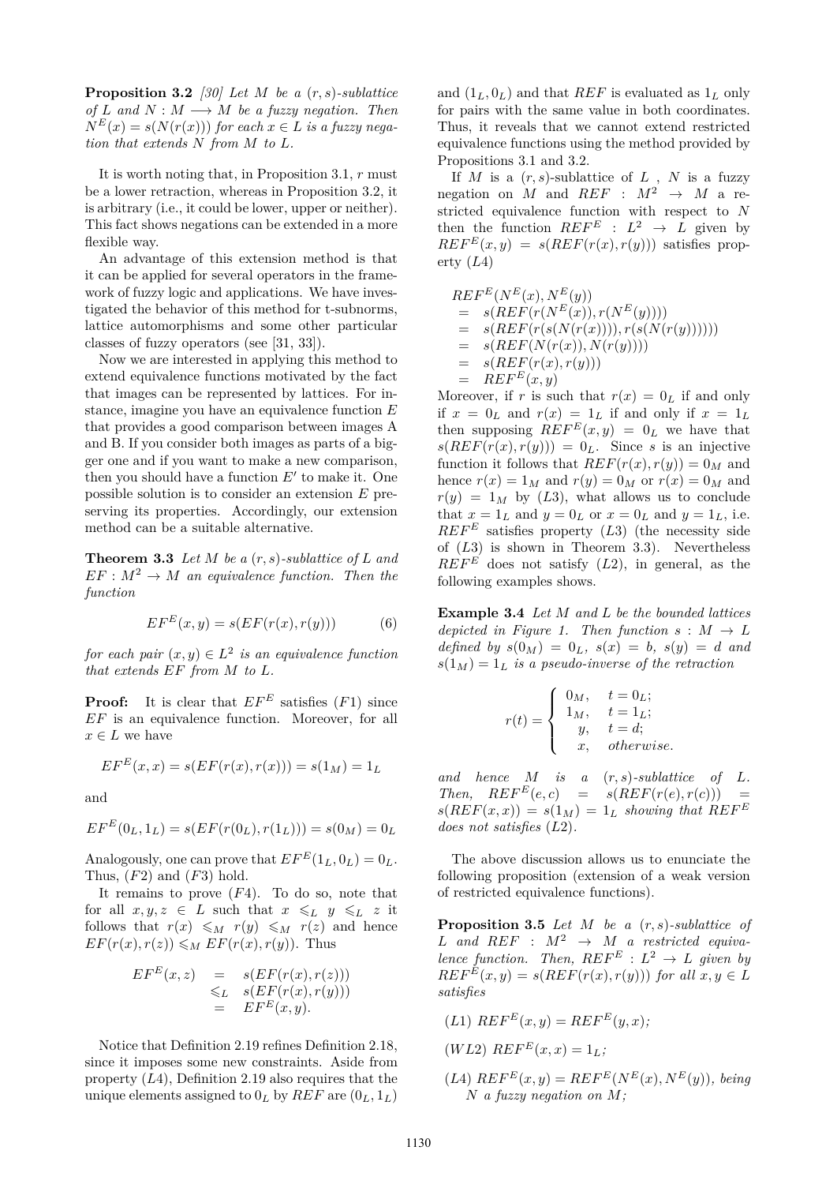**Proposition 3.2** *[30] Let $M$ be a $(r,s)$-sublattice of $L$ and $N : M \longrightarrow M$ be a fuzzy negation. Then $N^E(x) = s(N(r(x)))$ for each $x \in L$ is a fuzzy negation that extends $N$ from $M$ to $L$.*

It is worth noting that, in Proposition 3.1, $r$ must be a lower retraction, whereas in Proposition 3.2, it is arbitrary (i.e., it could be lower, upper or neither). This fact shows negations can be extended in a more flexible way.

An advantage of this extension method is that it can be applied for several operators in the framework of fuzzy logic and applications. We have investigated the behavior of this method for t-subnorms, lattice automorphisms and some other particular classes of fuzzy operators (see [31, 33]).

Now we are interested in applying this method to extend equivalence functions motivated by the fact that images can be represented by lattices. For instance, imagine you have an equivalence function $E$ that provides a good comparison between images A and B. If you consider both images as parts of a bigger one and if you want to make a new comparison, then you should have a function $E'$ to make it. One possible solution is to consider an extension $E$ preserving its properties. Accordingly, our extension method can be a suitable alternative.

**Theorem 3.3** *Let $M$ be a $(r,s)$-sublattice of $L$ and $EF : M^2 \to M$ an equivalence function. Then the function*

$$EF^E(x,y) = s(EF(r(x), r(y))) \tag{6}$$

*for each pair $(x,y) \in L^2$ is an equivalence function that extends $EF$ from $M$ to $L$.*

**Proof:** It is clear that $EF^E$ satisfies $(F1)$ since $EF$ is an equivalence function. Moreover, for all $x \in L$ we have

$$EF^E(x,x) = s(EF(r(x), r(x))) = s(1_M) = 1_L$$

and

$$EF^E(0_L, 1_L) = s(EF(r(0_L), r(1_L))) = s(0_M) = 0_L$$

Analogously, one can prove that $EF^E(1_L, 0_L) = 0_L$. Thus, $(F2)$ and $(F3)$ hold.

It remains to prove $(F4)$. To do so, note that for all $x, y, z \in L$ such that $x \leqslant_L y \leqslant_L z$ it follows that $r(x) \leqslant_M r(y) \leqslant_M r(z)$ and hence $EF(r(x), r(z)) \leqslant_M EF(r(x), r(y))$. Thus

$$\begin{aligned} EF^E(x,z) &= s(EF(r(x), r(z))) \\ &\leqslant_L s(EF(r(x), r(y))) \\ &= EF^E(x,y). \end{aligned}$$

Notice that Definition 2.19 refines Definition 2.18, since it imposes some new constraints. Aside from property $(L4)$, Definition 2.19 also requires that the unique elements assigned to $0_L$ by $REF$ are $(0_L, 1_L)$ and $(1_L, 0_L)$ and that $REF$ is evaluated as $1_L$ only for pairs with the same value in both coordinates. Thus, it reveals that we cannot extend restricted equivalence functions using the method provided by Propositions 3.1 and 3.2.

If $M$ is a $(r,s)$-sublattice of $L$, $N$ is a fuzzy negation on $M$ and $REF : M^2 \to M$ a restricted equivalence function with respect to $N$ then the function $REF^E : L^2 \to L$ given by $REF^E(x,y) = s(REF(r(x), r(y)))$ satisfies property $(L4)$

$$\begin{aligned} & REF^E(N^E(x), N^E(y)) \\ &= s(REF(r(N^E(x)), r(N^E(y)))) \\ &= s(REF(r(s(N(r(x)))), r(s(N(r(y)))))) \\ &= s(REF(N(r(x)), N(r(y)))) \\ &= s(REF(r(x), r(y))) \\ &= REF^E(x,y) \end{aligned}$$

Moreover, if $r$ is such that $r(x) = 0_L$ if and only if $x = 0_L$ and $r(x) = 1_L$ if and only if $x = 1_L$ then supposing $REF^E(x,y) = 0_L$ we have that $s(REF(r(x), r(y))) = 0_L$. Since $s$ is an injective function it follows that $REF(r(x), r(y)) = 0_M$ and hence $r(x) = 1_M$ and $r(y) = 0_M$ or $r(x) = 0_M$ and $r(y) = 1_M$ by $(L3)$, what allows us to conclude that $x = 1_L$ and $y = 0_L$ or $x = 0_L$ and $y = 1_L$, i.e. $REF^E$ satisfies property $(L3)$ (the necessity side of $(L3)$ is shown in Theorem 3.3). Nevertheless $REF^E$ does not satisfy $(L2)$, in general, as the following examples shows.

**Example 3.4** *Let $M$ and $L$ be the bounded lattices depicted in Figure 1. Then function $s : M \to L$ defined by $s(0_M) = 0_L$, $s(x) = b$, $s(y) = d$ and $s(1_M) = 1_L$ is a pseudo-inverse of the retraction*

$$r(t) = \begin{cases} 0_M, & t = 0_L; \\ 1_M, & t = 1_L; \\ y, & t = d; \\ x, & \text{otherwise.} \end{cases}$$

*and hence $M$ is a $(r,s)$-sublattice of $L$. Then, $REF^E(e,c) = s(REF(r(e), r(c))) = s(REF(x,x)) = s(1_M) = 1_L$ showing that $REF^E$ does not satisfies $(L2)$.*

The above discussion allows us to enunciate the following proposition (extension of a weak version of restricted equivalence functions).

**Proposition 3.5** *Let $M$ be a $(r,s)$-sublattice of $L$ and $REF : M^2 \to M$ a restricted equivalence function. Then, $REF^E : L^2 \to L$ given by $REF^E(x,y) = s(REF(r(x), r(y)))$ for all $x, y \in L$ satisfies*

- $(L1)$ $REF^E(x,y) = REF^E(y,x)$;
- $(WL2)$ $REF^E(x,x) = 1_L$;
- $(L4)$ $REF^E(x,y) = REF^E(N^E(x), N^E(y))$, being $N$ a fuzzy negation on $M$;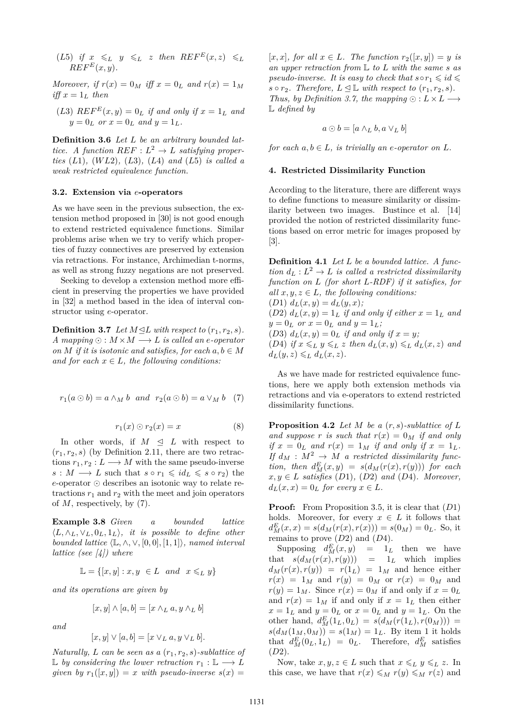(*L*5) *if* $x \leqslant_L y \leqslant_L z$ *then* $REF^E(x,z) \leqslant_L REF^E(x,y)$.

*Moreover, if* $r(x) = 0_M$ *iff* $x = 0_L$ *and* $r(x) = 1_M$ *iff* $x = 1_L$ *then*

(*L*3) $REF^E(x,y) = 0_L$ *if and only if* $x = 1_L$ *and* $y = 0_L$ *or* $x = 0_L$ *and* $y = 1_L$.

**Definition 3.6** *Let* $L$ *be an arbitrary bounded lattice. A function* $REF : L^2 \to L$ *satisfying properties* (*L*1), (*WL*2), (*L*3), (*L*4) *and* (*L*5) *is called a weak restricted equivalence function.*

### 3.2. Extension via *e*-operators

As we have seen in the previous subsection, the extension method proposed in [30] is not good enough to extend restricted equivalence functions. Similar problems arise when we try to verify which properties of fuzzy connectives are preserved by extension via retractions. For instance, Archimedian t-norms, as well as strong fuzzy negations are not preserved.

Seeking to develop a extension method more efficient in preserving the properties we have provided in [32] a method based in the idea of interval constructor using *e*-operator.

**Definition 3.7** *Let* $M \trianglelefteq L$ *with respect to* $(r_1, r_2, s)$. *A mapping* $\odot : M \times M \longrightarrow L$ *is called an e-operator on* $M$ *if it is isotonic and satisfies, for each* $a, b \in M$ *and for each* $x \in L$, *the following conditions:*

$$r_1(a \odot b) = a \wedge_M b \quad \text{and} \quad r_2(a \odot b) = a \vee_M b \tag{7}$$

$$r_1(x) \odot r_2(x) = x \tag{8}$$

In other words, if $M \trianglelefteq L$ with respect to $(r_1, r_2, s)$ (by Definition 2.11, there are two retractions $r_1, r_2 : L \longrightarrow M$ with the same pseudo-inverse $s : M \longrightarrow L$ such that $s \circ r_1 \leqslant id_L \leqslant s \circ r_2$) the *e*-operator $\odot$ describes an isotonic way to relate retractions $r_1$ and $r_2$ with the meet and join operators of $M$, respectively, by (7).

**Example 3.8** *Given a bounded lattice* $\langle L, \wedge_L, \vee_L, 0_L, 1_L \rangle$, *it is possible to define other bounded lattice* $\langle \mathbb{L}, \wedge, \vee, [0,0], [1,1] \rangle$, *named interval lattice (see [4]) where*

$$\mathbb{L} = \{[x,y] : x, y \in L \text{ and } x \leqslant_L y\}$$

*and its operations are given by*

$$[x,y] \wedge [a,b] = [x \wedge_L a, y \wedge_L b]$$

*and*

$$[x,y] \vee [a,b] = [x \vee_L a, y \vee_L b].$$

*Naturally,* $L$ *can be seen as a* $(r_1, r_2, s)$*-sublattice of* $\mathbb{L}$ *by considering the lower retraction* $r_1 : \mathbb{L} \longrightarrow L$ *given by* $r_1([x,y]) = x$ *with pseudo-inverse* $s(x) = [x,x]$, *for all* $x \in L$. *The function* $r_2([x,y]) = y$ *is an upper retraction from* $\mathbb{L}$ *to* $L$ *with the same* $s$ *as pseudo-inverse. It is easy to check that* $s \circ r_1 \leqslant id \leqslant s \circ r_2$. *Therefore,* $L \trianglelefteq \mathbb{L}$ *with respect to* $(r_1, r_2, s)$. *Thus, by Definition 3.7, the mapping* $\odot : L \times L \longrightarrow \mathbb{L}$ *defined by*

$$a \odot b = [a \wedge_L b, a \vee_L b]$$

*for each* $a, b \in L$, *is trivially an e-operator on* $L$.

## 4. Restricted Dissimilarity Function

According to the literature, there are different ways to define functions to measure similarity or dissimilarity between two images. Bustince et al. [14] provided the notion of restricted dissimilarity functions based on error metric for images proposed by [3].

**Definition 4.1** *Let* $L$ *be a bounded lattice. A function* $d_L : L^2 \to L$ *is called a restricted dissimilarity function on* $L$ *(for short L-RDF) if it satisfies, for all* $x, y, z \in L$, *the following conditions:*
(*D*1) $d_L(x,y) = d_L(y,x)$;
(*D*2) $d_L(x,y) = 1_L$ *if and only if either* $x = 1_L$ *and* $y = 0_L$ *or* $x = 0_L$ *and* $y = 1_L$;
(*D*3) $d_L(x,y) = 0_L$ *if and only if* $x = y$;
(*D*4) *if* $x \leqslant_L y \leqslant_L z$ *then* $d_L(x,y) \leqslant_L d_L(x,z)$ *and* $d_L(y,z) \leqslant_L d_L(x,z)$.

As we have made for restricted equivalence functions, here we apply both extension methods via retractions and via e-operators to extend restricted dissimilarity functions.

**Proposition 4.2** *Let* $M$ *be a* $(r,s)$*-sublattice of* $L$ *and suppose* $r$ *is such that* $r(x) = 0_M$ *if and only if* $x = 0_L$ *and* $r(x) = 1_M$ *if and only if* $x = 1_L$. *If* $d_M : M^2 \to M$ *a restricted dissimilarity function, then* $d^E_M(x,y) = s(d_M(r(x), r(y)))$ *for each* $x, y \in L$ *satisfies* (*D*1), (*D*2) *and* (*D*4). *Moreover,* $d_L(x,x) = 0_L$ *for every* $x \in L$.

**Proof:** From Proposition 3.5, it is clear that (*D*1) holds. Moreover, for every $x \in L$ it follows that $d^E_M(x,x) = s(d_M(r(x), r(x))) = s(0_M) = 0_L$. So, it remains to prove (*D*2) and (*D*4).

Supposing $d^E_M(x,y) = 1_L$ then we have that $s(d_M(r(x), r(y))) = 1_L$ which implies $d_M(r(x), r(y)) = r(1_L) = 1_M$ and hence either $r(x) = 1_M$ and $r(y) = 0_M$ or $r(x) = 0_M$ and $r(y) = 1_M$. Since $r(x) = 0_M$ if and only if $x = 0_L$ and $r(x) = 1_M$ if and only if $x = 1_L$ then either $x = 1_L$ and $y = 0_L$ or $x = 0_L$ and $y = 1_L$. On the other hand, $d^E_M(1_L, 0_L) = s(d_M(r(1_L), r(0_M))) = s(d_M(1_M, 0_M)) = s(1_M) = 1_L$. By item 1 it holds that $d^E_M(0_L, 1_L) = 0_L$. Therefore, $d^E_M$ satisfies (*D*2).

Now, take $x, y, z \in L$ such that $x \leqslant_L y \leqslant_L z$. In this case, we have that $r(x) \leqslant_M r(y) \leqslant_M r(z)$ and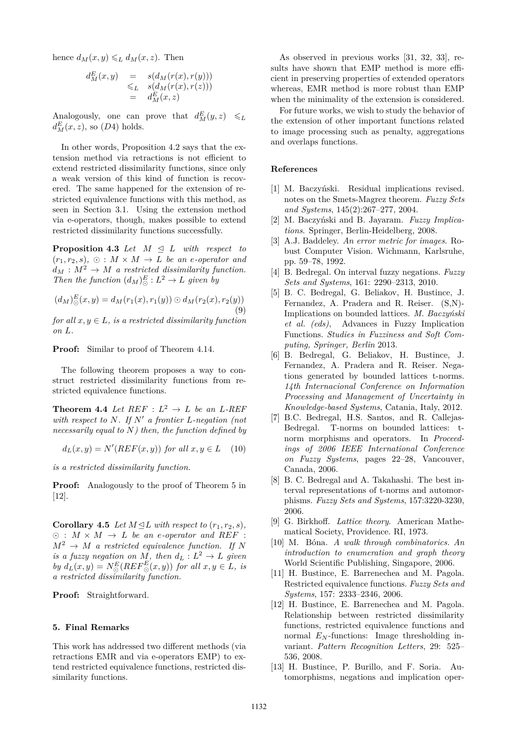hence $d_M(x,y) \leqslant_L d_M(x,z)$. Then

$$\begin{array}{rcl} d_M^E(x,y) & = & s(d_M(r(x),r(y))) \\ & \leqslant_L & s(d_M(r(x),r(z))) \\ & = & d_M^E(x,z) \end{array}$$

Analogously, one can prove that $d_M^E(y,z) \leqslant_L d_M^E(x,z)$, so $(D4)$ holds.

In other words, Proposition 4.2 says that the extension method via retractions is not efficient to extend restricted dissimilarity functions, since only a weak version of this kind of function is recovered. The same happened for the extension of restricted equivalence functions with this method, as seen in Section 3.1. Using the extension method via e-operators, though, makes possible to extend restricted dissimilarity functions successfully.

**Proposition 4.3** *Let $M \trianglelefteq L$ with respect to $(r_1, r_2, s)$, $\odot : M \times M \to L$ be an e-operator and $d_M : M^2 \to M$ a restricted dissimilarity function. Then the function $(d_M)^E_\odot : L^2 \to L$ given by*

$$(d_M)^E_\odot(x,y) = d_M(r_1(x), r_1(y)) \odot d_M(r_2(x), r_2(y)) \quad (9)$$

*for all $x, y \in L$, is a restricted dissimilarity function on $L$.*

**Proof:** Similar to proof of Theorem 4.14.

The following theorem proposes a way to construct restricted dissimilarity functions from restricted equivalence functions.

**Theorem 4.4** *Let $REF : L^2 \to L$ be an L-REF with respect to $N$. If $N'$ a frontier L-negation (not necessarily equal to $N$) then, the function defined by*

$$d_L(x,y) = N'(REF(x,y)) \text{ for all } x,y \in L \quad (10)$$

*is a restricted dissimilarity function.*

**Proof:** Analogously to the proof of Theorem 5 in [12].

**Corollary 4.5** *Let $M \trianglelefteq L$ with respect to $(r_1, r_2, s)$, $\odot : M \times M \to L$ be an e-operator and $REF : M^2 \to M$ a restricted equivalence function. If $N$ is a fuzzy negation on $M$, then $d_L : L^2 \to L$ given by $d_L(x,y) = N^E_\odot(REF^E_\odot(x,y))$ for all $x, y \in L$, is a restricted dissimilarity function.*

**Proof:** Straightforward.

## 5. Final Remarks

This work has addressed two different methods (via retractions EMR and via e-operators EMP) to extend restricted equivalence functions, restricted dissimilarity functions.

As observed in previous works [31, 32, 33], results have shown that EMP method is more efficient in preserving properties of extended operators whereas, EMR method is more robust than EMP when the minimality of the extension is considered.

For future works, we wish to study the behavior of the extension of other important functions related to image processing such as penalty, aggregations and overlaps functions.

## References

[1] M. Baczyński. Residual implications revised. notes on the Smets-Magrez theorem. *Fuzzy Sets and Systems*, 145(2):267–277, 2004.

[2] M. Baczyński and B. Jayaram. *Fuzzy Implications*. Springer, Berlin-Heidelberg, 2008.

[3] A.J. Baddeley. *An error metric for images*. Robust Computer Vision. Wichmann, Karlsruhe, pp. 59–78, 1992.

[4] B. Bedregal. On interval fuzzy negations. *Fuzzy Sets and Systems*, 161: 2290–2313, 2010.

[5] B. C. Bedregal, G. Beliakov, H. Bustince, J. Fernandez, A. Pradera and R. Reiser. (S,N)-Implications on bounded lattices. *M. Baczyński et al. (eds)*, Advances in Fuzzy Implication Functions. *Studies in Fuzziness and Soft Computing, Springer, Berlin* 2013.

[6] B. Bedregal, G. Beliakov, H. Bustince, J. Fernandez, A. Pradera and R. Reiser. Negations generated by bounded lattices t-norms. *14th Internacional Conference on Information Processing and Management of Uncertainty in Knowledge-based Systems*, Catania, Italy, 2012.

[7] B.C. Bedregal, H.S. Santos, and R. Callejas-Bedregal. T-norms on bounded lattices: t-norm morphisms and operators. In *Proceedings of 2006 IEEE International Conference on Fuzzy Systems*, pages 22–28, Vancouver, Canada, 2006.

[8] B. C. Bedregal and A. Takahashi. The best interval representations of t-norms and automorphisms. *Fuzzy Sets and Systems*, 157:3220-3230, 2006.

[9] G. Birkhoff. *Lattice theory*. American Mathematical Society, Providence. RI, 1973.

[10] M. Bóna. *A walk through combinatorics. An introduction to enumeration and graph theory* World Scientific Publishing, Singapore, 2006.

[11] H. Bustince, E. Barrenechea and M. Pagola. Restricted equivalence functions. *Fuzzy Sets and Systems*, 157: 2333–2346, 2006.

[12] H. Bustince, E. Barrenechea and M. Pagola. Relationship between restricted dissimilarity functions, restricted equivalence functions and normal $E_N$-functions: Image thresholding invariant. *Pattern Recognition Letters*, 29: 525–536, 2008.

[13] H. Bustince, P. Burillo, and F. Soria. Automorphisms, negations and implication oper-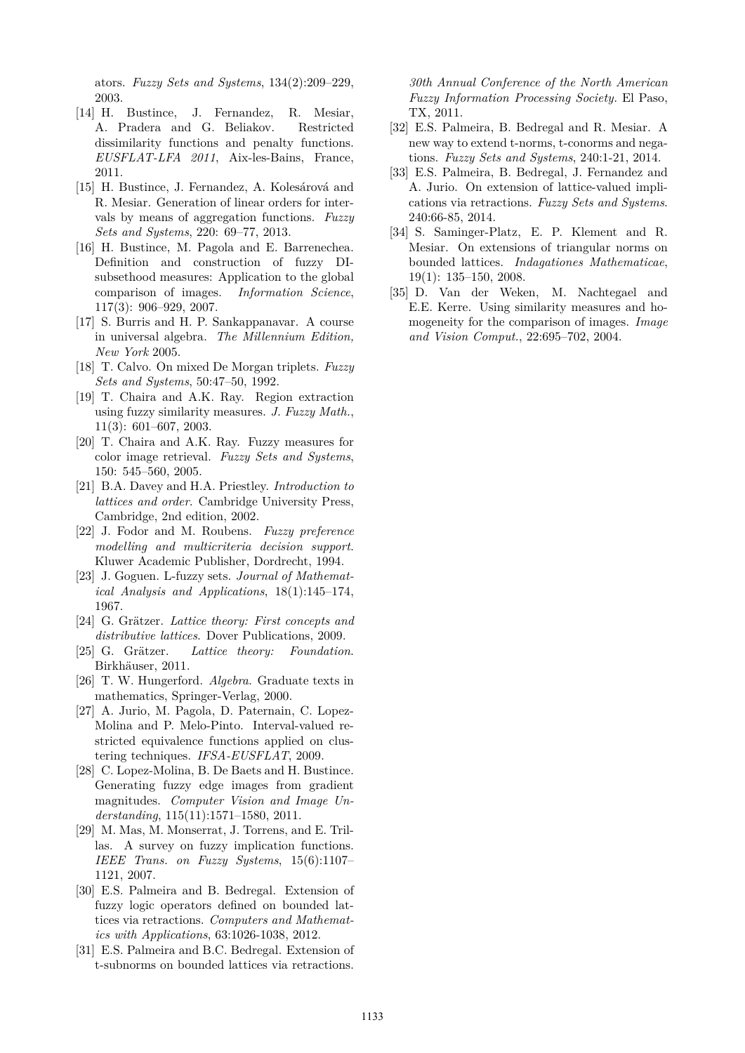ators. *Fuzzy Sets and Systems*, 134(2):209–229, 2003.

[14] H. Bustince, J. Fernandez, R. Mesiar, A. Pradera and G. Beliakov. Restricted dissimilarity functions and penalty functions. *EUSFLAT-LFA 2011*, Aix-les-Bains, France, 2011.

[15] H. Bustince, J. Fernandez, A. Kolesárová and R. Mesiar. Generation of linear orders for intervals by means of aggregation functions. *Fuzzy Sets and Systems*, 220: 69–77, 2013.

[16] H. Bustince, M. Pagola and E. Barrenechea. Definition and construction of fuzzy DI-subsethood measures: Application to the global comparison of images. *Information Science*, 117(3): 906–929, 2007.

[17] S. Burris and H. P. Sankappanavar. A course in universal algebra. *The Millennium Edition, New York* 2005.

[18] T. Calvo. On mixed De Morgan triplets. *Fuzzy Sets and Systems*, 50:47–50, 1992.

[19] T. Chaira and A.K. Ray. Region extraction using fuzzy similarity measures. *J. Fuzzy Math.*, 11(3): 601–607, 2003.

[20] T. Chaira and A.K. Ray. Fuzzy measures for color image retrieval. *Fuzzy Sets and Systems*, 150: 545–560, 2005.

[21] B.A. Davey and H.A. Priestley. *Introduction to lattices and order.* Cambridge University Press, Cambridge, 2nd edition, 2002.

[22] J. Fodor and M. Roubens. *Fuzzy preference modelling and multicriteria decision support*. Kluwer Academic Publisher, Dordrecht, 1994.

[23] J. Goguen. L-fuzzy sets. *Journal of Mathematical Analysis and Applications*, 18(1):145–174, 1967.

[24] G. Grätzer. *Lattice theory: First concepts and distributive lattices*. Dover Publications, 2009.

[25] G. Grätzer. *Lattice theory: Foundation.* Birkhäuser, 2011.

[26] T. W. Hungerford. *Algebra.* Graduate texts in mathematics, Springer-Verlag, 2000.

[27] A. Jurio, M. Pagola, D. Paternain, C. Lopez-Molina and P. Melo-Pinto. Interval-valued restricted equivalence functions applied on clustering techniques. *IFSA-EUSFLAT*, 2009.

[28] C. Lopez-Molina, B. De Baets and H. Bustince. Generating fuzzy edge images from gradient magnitudes. *Computer Vision and Image Understanding*, 115(11):1571–1580, 2011.

[29] M. Mas, M. Monserrat, J. Torrens, and E. Trillas. A survey on fuzzy implication functions. *IEEE Trans. on Fuzzy Systems*, 15(6):1107–1121, 2007.

[30] E.S. Palmeira and B. Bedregal. Extension of fuzzy logic operators defined on bounded lattices via retractions. *Computers and Mathematics with Applications*, 63:1026-1038, 2012.

[31] E.S. Palmeira and B.C. Bedregal. Extension of t-subnorms on bounded lattices via retractions. *30th Annual Conference of the North American Fuzzy Information Processing Society.* El Paso, TX, 2011.

[32] E.S. Palmeira, B. Bedregal and R. Mesiar. A new way to extend t-norms, t-conorms and negations. *Fuzzy Sets and Systems*, 240:1-21, 2014.

[33] E.S. Palmeira, B. Bedregal, J. Fernandez and A. Jurio. On extension of lattice-valued implications via retractions. *Fuzzy Sets and Systems*. 240:66-85, 2014.

[34] S. Saminger-Platz, E. P. Klement and R. Mesiar. On extensions of triangular norms on bounded lattices. *Indagationes Mathematicae*, 19(1): 135–150, 2008.

[35] D. Van der Weken, M. Nachtegael and E.E. Kerre. Using similarity measures and homogeneity for the comparison of images. *Image and Vision Comput.*, 22:695–702, 2004.